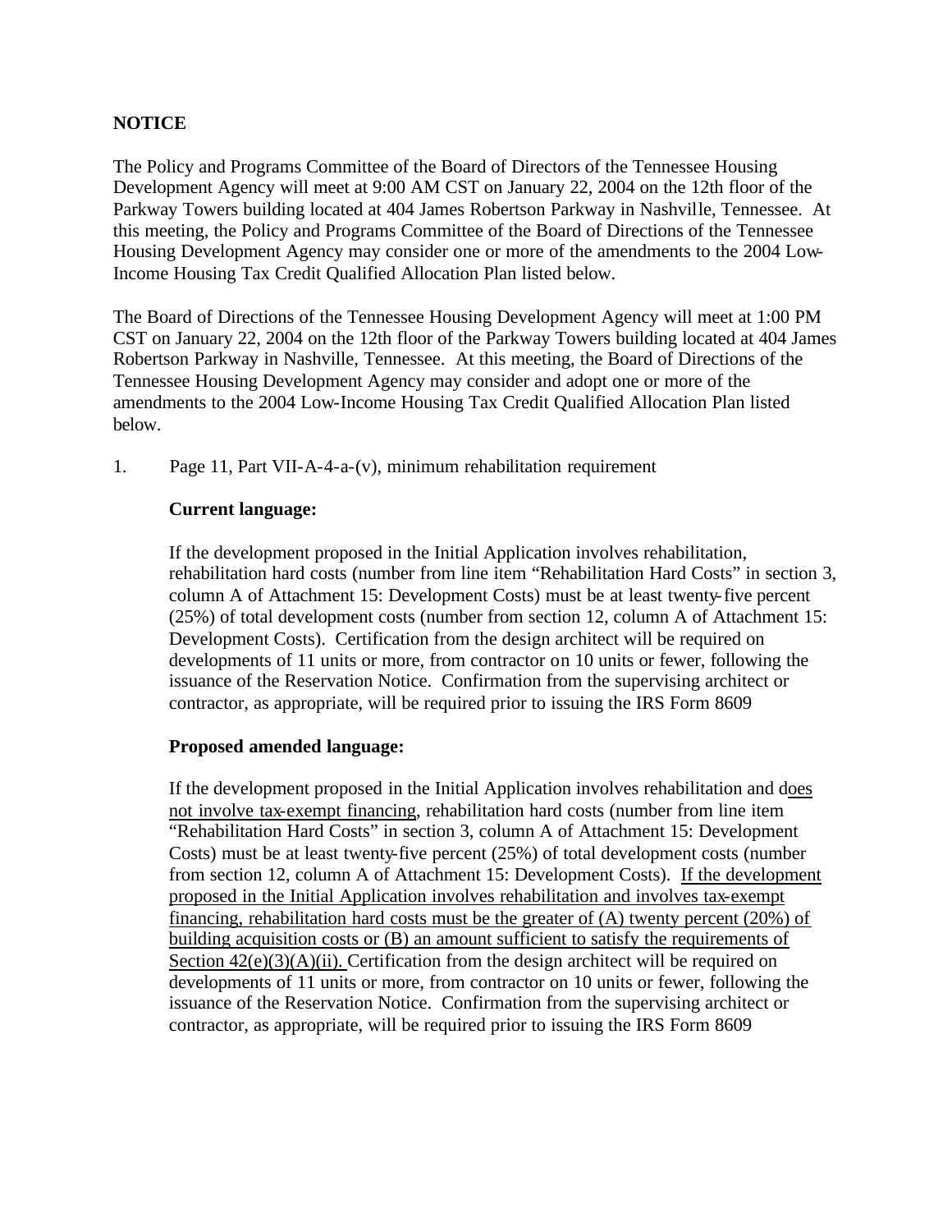**NOTICE**

The Policy and Programs Committee of the Board of Directors of the Tennessee Housing Development Agency will meet at 9:00 AM CST on January 22, 2004 on the 12th floor of the Parkway Towers building located at 404 James Robertson Parkway in Nashville, Tennessee. At this meeting, the Policy and Programs Committee of the Board of Directions of the Tennessee Housing Development Agency may consider one or more of the amendments to the 2004 Low-Income Housing Tax Credit Qualified Allocation Plan listed below.

The Board of Directions of the Tennessee Housing Development Agency will meet at 1:00 PM CST on January 22, 2004 on the 12th floor of the Parkway Towers building located at 404 James Robertson Parkway in Nashville, Tennessee. At this meeting, the Board of Directions of the Tennessee Housing Development Agency may consider and adopt one or more of the amendments to the 2004 Low-Income Housing Tax Credit Qualified Allocation Plan listed below.

1. Page 11, Part VII-A-4-a-(v), minimum rehabilitation requirement

   **Current language:**

   If the development proposed in the Initial Application involves rehabilitation, rehabilitation hard costs (number from line item "Rehabilitation Hard Costs" in section 3, column A of Attachment 15: Development Costs) must be at least twenty-five percent (25%) of total development costs (number from section 12, column A of Attachment 15: Development Costs). Certification from the design architect will be required on developments of 11 units or more, from contractor on 10 units or fewer, following the issuance of the Reservation Notice. Confirmation from the supervising architect or contractor, as appropriate, will be required prior to issuing the IRS Form 8609

   **Proposed amended language:**

   If the development proposed in the Initial Application involves rehabilitation and does not involve tax-exempt financing, rehabilitation hard costs (number from line item "Rehabilitation Hard Costs" in section 3, column A of Attachment 15: Development Costs) must be at least twenty-five percent (25%) of total development costs (number from section 12, column A of Attachment 15: Development Costs). If the development proposed in the Initial Application involves rehabilitation and involves tax-exempt financing, rehabilitation hard costs must be the greater of (A) twenty percent (20%) of building acquisition costs or (B) an amount sufficient to satisfy the requirements of Section 42(e)(3)(A)(ii). Certification from the design architect will be required on developments of 11 units or more, from contractor on 10 units or fewer, following the issuance of the Reservation Notice. Confirmation from the supervising architect or contractor, as appropriate, will be required prior to issuing the IRS Form 8609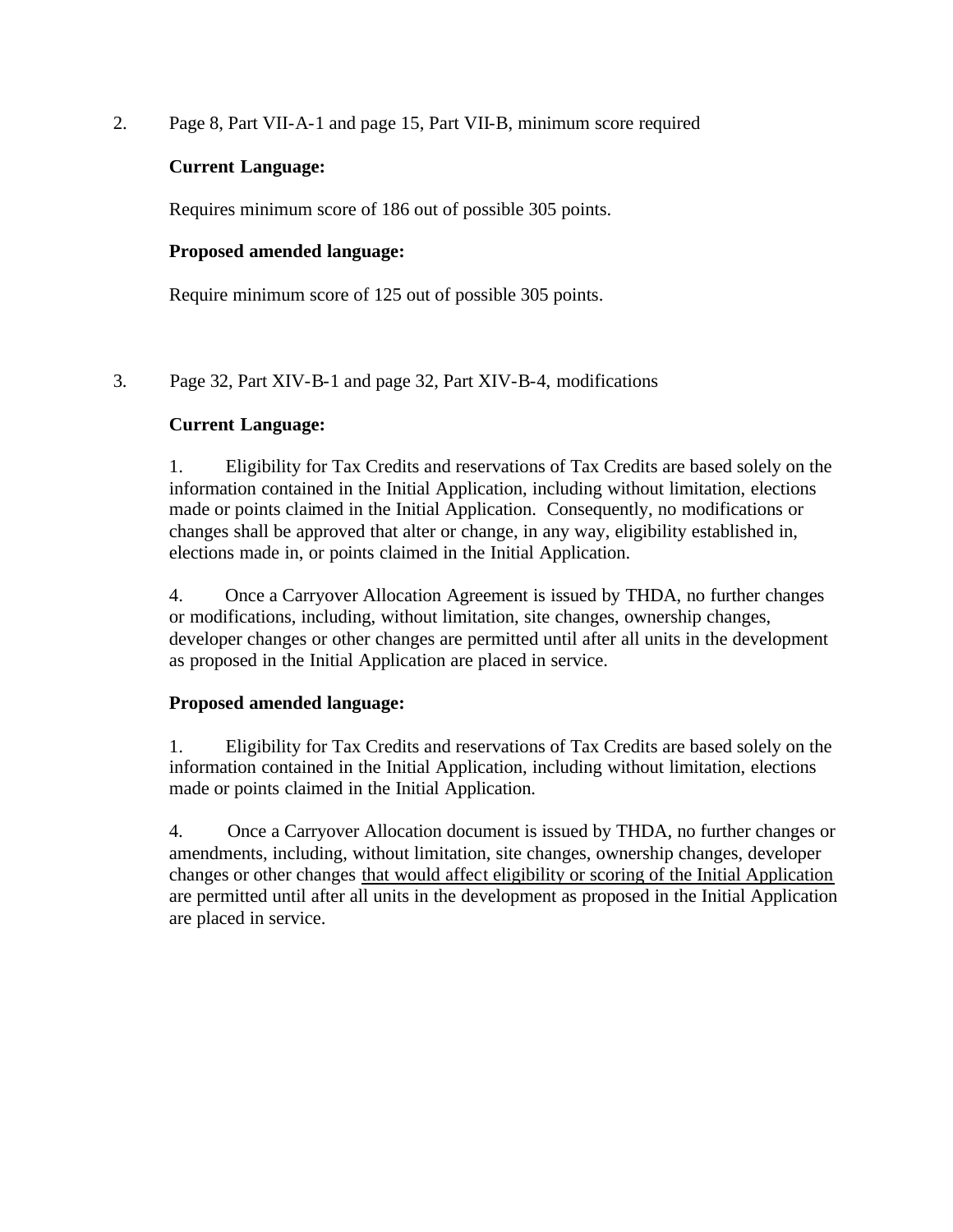2. Page 8, Part VII-A-1 and page 15, Part VII-B, minimum score required

**Current Language:**

Requires minimum score of 186 out of possible 305 points.

**Proposed amended language:**

Require minimum score of 125 out of possible 305 points.

3. Page 32, Part XIV-B-1 and page 32, Part XIV-B-4, modifications

**Current Language:**

1. Eligibility for Tax Credits and reservations of Tax Credits are based solely on the information contained in the Initial Application, including without limitation, elections made or points claimed in the Initial Application. Consequently, no modifications or changes shall be approved that alter or change, in any way, eligibility established in, elections made in, or points claimed in the Initial Application.

4. Once a Carryover Allocation Agreement is issued by THDA, no further changes or modifications, including, without limitation, site changes, ownership changes, developer changes or other changes are permitted until after all units in the development as proposed in the Initial Application are placed in service.

**Proposed amended language:**

1. Eligibility for Tax Credits and reservations of Tax Credits are based solely on the information contained in the Initial Application, including without limitation, elections made or points claimed in the Initial Application.

4. Once a Carryover Allocation document is issued by THDA, no further changes or amendments, including, without limitation, site changes, ownership changes, developer changes or other changes <u>that would affect eligibility or scoring of the Initial Application</u> are permitted until after all units in the development as proposed in the Initial Application are placed in service.